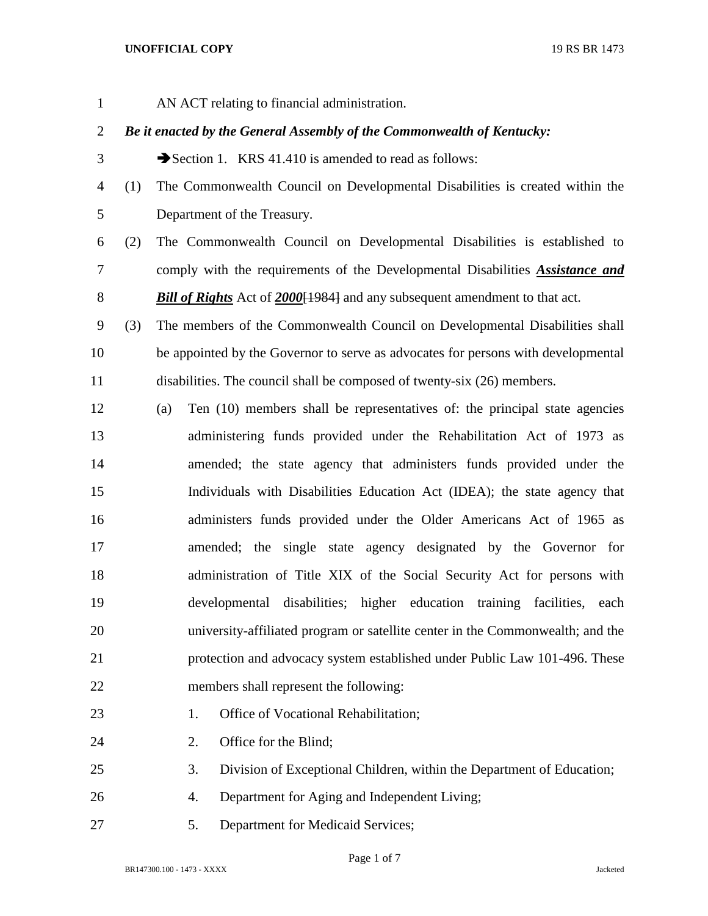AN ACT relating to financial administration.

***Be it enacted by the General Assembly of the Commonwealth of Kentucky:***

➔Section 1. KRS 41.410 is amended to read as follows:

(1) The Commonwealth Council on Developmental Disabilities is created within the Department of the Treasury.

(2) The Commonwealth Council on Developmental Disabilities is established to comply with the requirements of the Developmental Disabilities ***<u>Assistance and Bill of Rights</u>*** Act of ***<u>2000</u>***~~[1984]~~ and any subsequent amendment to that act.

(3) The members of the Commonwealth Council on Developmental Disabilities shall be appointed by the Governor to serve as advocates for persons with developmental disabilities. The council shall be composed of twenty-six (26) members.

   (a) Ten (10) members shall be representatives of: the principal state agencies administering funds provided under the Rehabilitation Act of 1973 as amended; the state agency that administers funds provided under the Individuals with Disabilities Education Act (IDEA); the state agency that administers funds provided under the Older Americans Act of 1965 as amended; the single state agency designated by the Governor for administration of Title XIX of the Social Security Act for persons with developmental disabilities; higher education training facilities, each university-affiliated program or satellite center in the Commonwealth; and the protection and advocacy system established under Public Law 101-496. These members shall represent the following:

      1. Office of Vocational Rehabilitation;

      2. Office for the Blind;

      3. Division of Exceptional Children, within the Department of Education;

      4. Department for Aging and Independent Living;

      5. Department for Medicaid Services;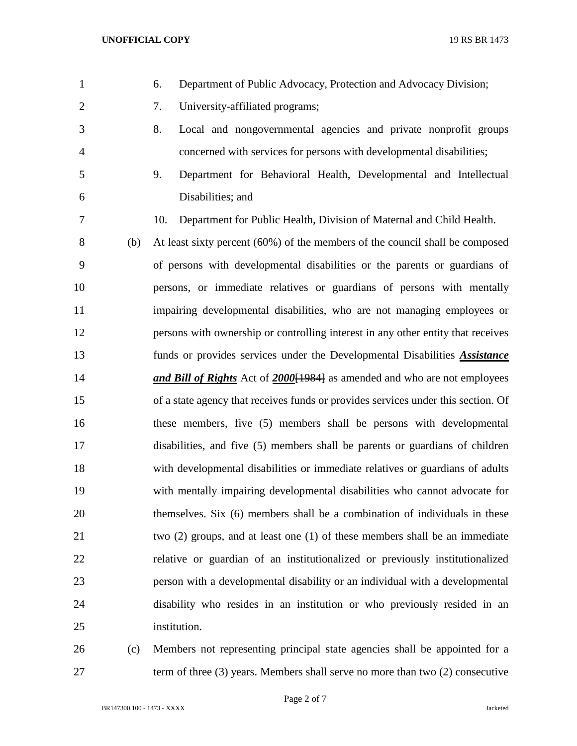6. Department of Public Advocacy, Protection and Advocacy Division;
7. University-affiliated programs;
8. Local and nongovernmental agencies and private nonprofit groups concerned with services for persons with developmental disabilities;
9. Department for Behavioral Health, Developmental and Intellectual Disabilities; and
10. Department for Public Health, Division of Maternal and Child Health.

(b) At least sixty percent (60%) of the members of the council shall be composed of persons with developmental disabilities or the parents or guardians of persons, or immediate relatives or guardians of persons with mentally impairing developmental disabilities, who are not managing employees or persons with ownership or controlling interest in any other entity that receives funds or provides services under the Developmental Disabilities ***Assistance and Bill of Rights*** Act of ***2000***~~[1984]~~ as amended and who are not employees of a state agency that receives funds or provides services under this section. Of these members, five (5) members shall be persons with developmental disabilities, and five (5) members shall be parents or guardians of children with developmental disabilities or immediate relatives or guardians of adults with mentally impairing developmental disabilities who cannot advocate for themselves. Six (6) members shall be a combination of individuals in these two (2) groups, and at least one (1) of these members shall be an immediate relative or guardian of an institutionalized or previously institutionalized person with a developmental disability or an individual with a developmental disability who resides in an institution or who previously resided in an institution.

(c) Members not representing principal state agencies shall be appointed for a term of three (3) years. Members shall serve no more than two (2) consecutive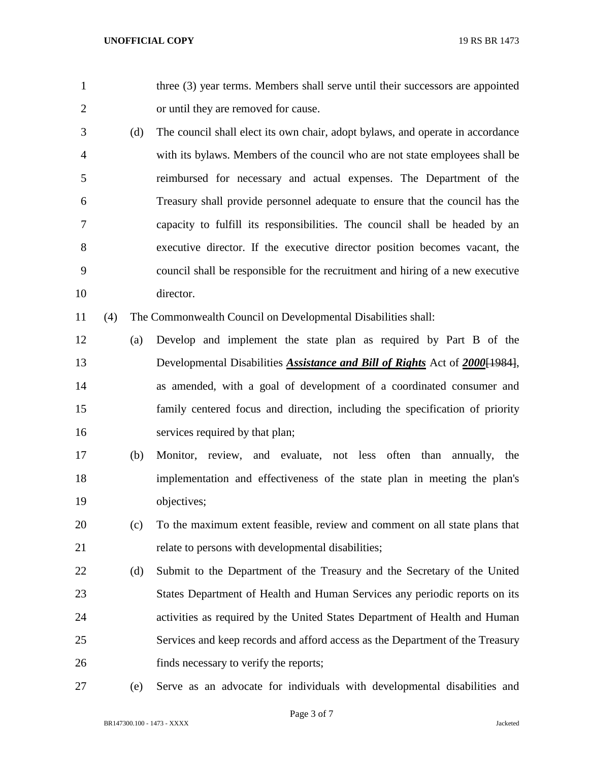three (3) year terms. Members shall serve until their successors are appointed or until they are removed for cause.

(d) The council shall elect its own chair, adopt bylaws, and operate in accordance with its bylaws. Members of the council who are not state employees shall be reimbursed for necessary and actual expenses. The Department of the Treasury shall provide personnel adequate to ensure that the council has the capacity to fulfill its responsibilities. The council shall be headed by an executive director. If the executive director position becomes vacant, the council shall be responsible for the recruitment and hiring of a new executive director.

(4) The Commonwealth Council on Developmental Disabilities shall:

(a) Develop and implement the state plan as required by Part B of the Developmental Disabilities ***Assistance and Bill of Rights*** Act of ***2000***~~[1984]~~, as amended, with a goal of development of a coordinated consumer and family centered focus and direction, including the specification of priority services required by that plan;

(b) Monitor, review, and evaluate, not less often than annually, the implementation and effectiveness of the state plan in meeting the plan's objectives;

(c) To the maximum extent feasible, review and comment on all state plans that relate to persons with developmental disabilities;

(d) Submit to the Department of the Treasury and the Secretary of the United States Department of Health and Human Services any periodic reports on its activities as required by the United States Department of Health and Human Services and keep records and afford access as the Department of the Treasury finds necessary to verify the reports;

(e) Serve as an advocate for individuals with developmental disabilities and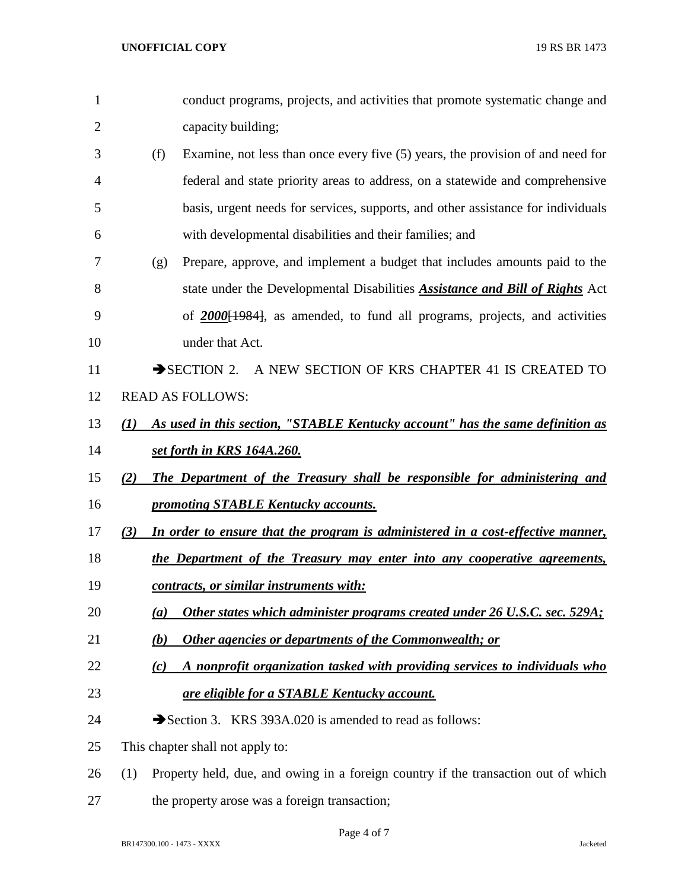conduct programs, projects, and activities that promote systematic change and capacity building;

(f) Examine, not less than once every five (5) years, the provision of and need for federal and state priority areas to address, on a statewide and comprehensive basis, urgent needs for services, supports, and other assistance for individuals with developmental disabilities and their families; and

(g) Prepare, approve, and implement a budget that includes amounts paid to the state under the Developmental Disabilities ***Assistance and Bill of Rights*** Act of ***2000***[~~1984~~], as amended, to fund all programs, projects, and activities under that Act.

➔SECTION 2. A NEW SECTION OF KRS CHAPTER 41 IS CREATED TO READ AS FOLLOWS:

***(1) As used in this section, "STABLE Kentucky account" has the same definition as set forth in KRS 164A.260.***

***(2) The Department of the Treasury shall be responsible for administering and promoting STABLE Kentucky accounts.***

***(3) In order to ensure that the program is administered in a cost-effective manner, the Department of the Treasury may enter into any cooperative agreements, contracts, or similar instruments with:***

***(a) Other states which administer programs created under 26 U.S.C. sec. 529A;***

***(b) Other agencies or departments of the Commonwealth; or***

***(c) A nonprofit organization tasked with providing services to individuals who are eligible for a STABLE Kentucky account.***

➔Section 3. KRS 393A.020 is amended to read as follows:

This chapter shall not apply to:

(1) Property held, due, and owing in a foreign country if the transaction out of which the property arose was a foreign transaction;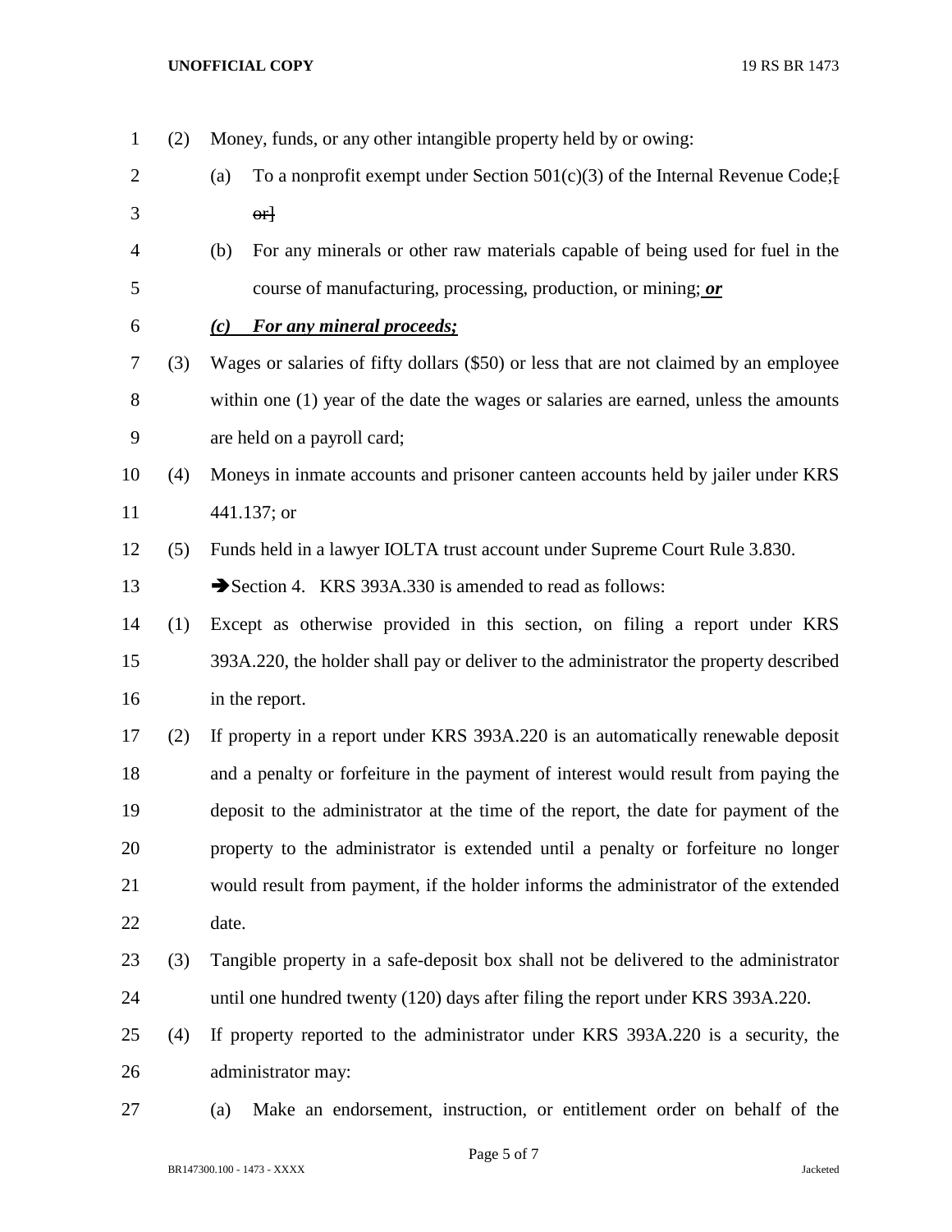(2) Money, funds, or any other intangible property held by or owing:

(a) To a nonprofit exempt under Section 501(c)(3) of the Internal Revenue Code;[ ~~or~~]

(b) For any minerals or other raw materials capable of being used for fuel in the course of manufacturing, processing, production, or mining; ***or***

***(c) For any mineral proceeds;***

(3) Wages or salaries of fifty dollars ($50) or less that are not claimed by an employee within one (1) year of the date the wages or salaries are earned, unless the amounts are held on a payroll card;

(4) Moneys in inmate accounts and prisoner canteen accounts held by jailer under KRS 441.137; or

(5) Funds held in a lawyer IOLTA trust account under Supreme Court Rule 3.830.

➔Section 4. KRS 393A.330 is amended to read as follows:

(1) Except as otherwise provided in this section, on filing a report under KRS 393A.220, the holder shall pay or deliver to the administrator the property described in the report.

(2) If property in a report under KRS 393A.220 is an automatically renewable deposit and a penalty or forfeiture in the payment of interest would result from paying the deposit to the administrator at the time of the report, the date for payment of the property to the administrator is extended until a penalty or forfeiture no longer would result from payment, if the holder informs the administrator of the extended date.

(3) Tangible property in a safe-deposit box shall not be delivered to the administrator until one hundred twenty (120) days after filing the report under KRS 393A.220.

(4) If property reported to the administrator under KRS 393A.220 is a security, the administrator may:

(a) Make an endorsement, instruction, or entitlement order on behalf of the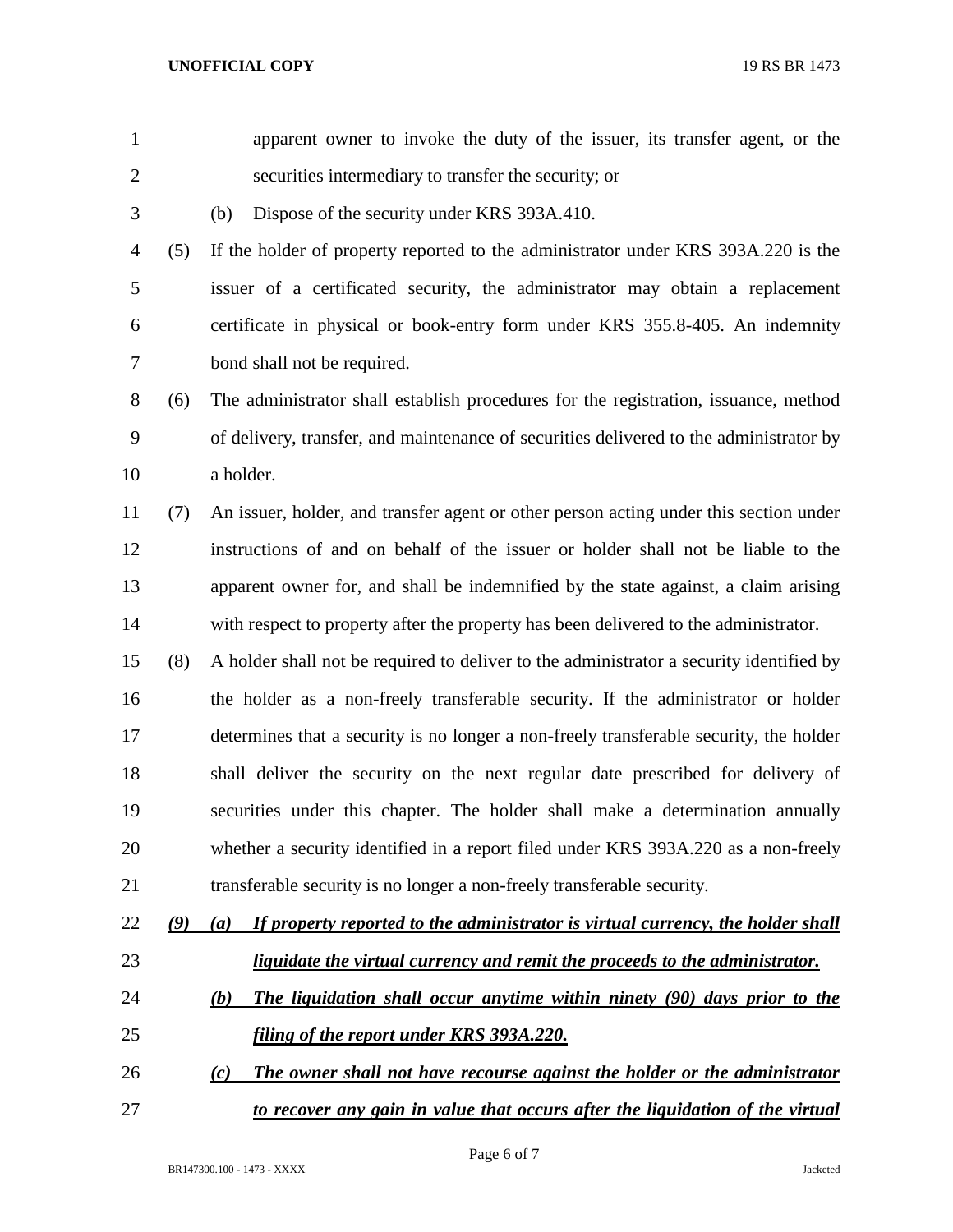apparent owner to invoke the duty of the issuer, its transfer agent, or the securities intermediary to transfer the security; or

(b) Dispose of the security under KRS 393A.410.

(5) If the holder of property reported to the administrator under KRS 393A.220 is the issuer of a certificated security, the administrator may obtain a replacement certificate in physical or book-entry form under KRS 355.8-405. An indemnity bond shall not be required.

(6) The administrator shall establish procedures for the registration, issuance, method of delivery, transfer, and maintenance of securities delivered to the administrator by a holder.

(7) An issuer, holder, and transfer agent or other person acting under this section under instructions of and on behalf of the issuer or holder shall not be liable to the apparent owner for, and shall be indemnified by the state against, a claim arising with respect to property after the property has been delivered to the administrator.

(8) A holder shall not be required to deliver to the administrator a security identified by the holder as a non-freely transferable security. If the administrator or holder determines that a security is no longer a non-freely transferable security, the holder shall deliver the security on the next regular date prescribed for delivery of securities under this chapter. The holder shall make a determination annually whether a security identified in a report filed under KRS 393A.220 as a non-freely transferable security is no longer a non-freely transferable security.

***(9) (a) If property reported to the administrator is virtual currency, the holder shall liquidate the virtual currency and remit the proceeds to the administrator.***

***(b) The liquidation shall occur anytime within ninety (90) days prior to the filing of the report under KRS 393A.220.***

***(c) The owner shall not have recourse against the holder or the administrator to recover any gain in value that occurs after the liquidation of the virtual***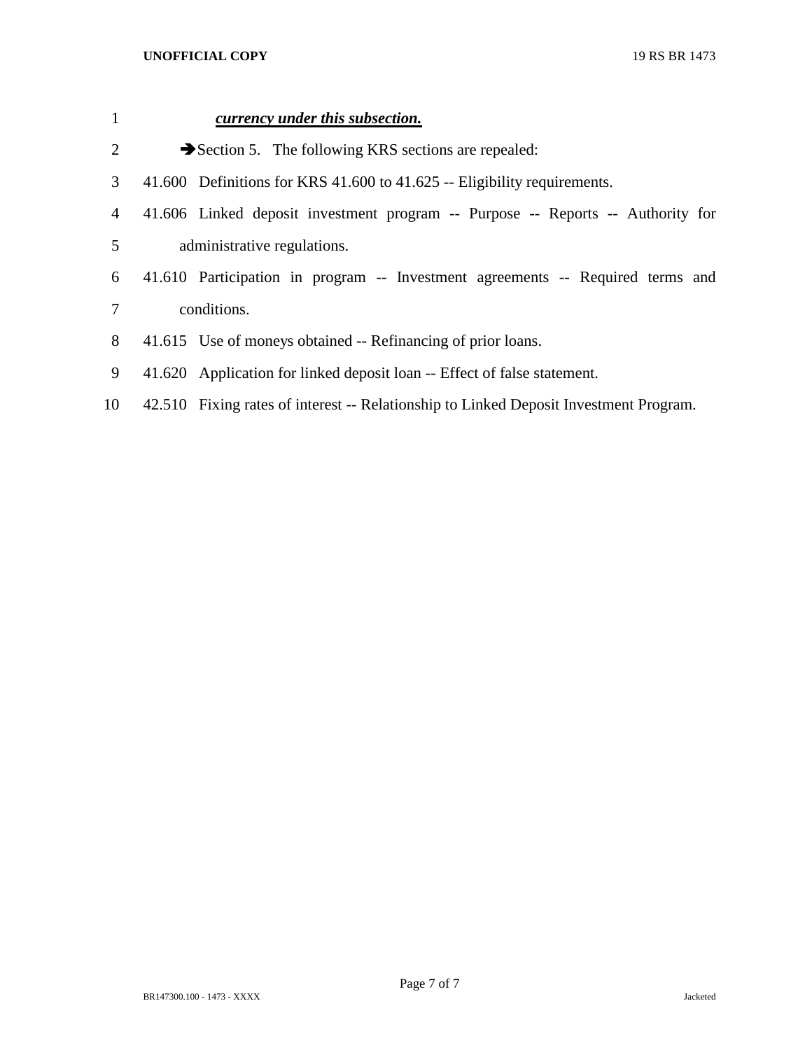***currency under this subsection.***

➔Section 5. The following KRS sections are repealed:

41.600 Definitions for KRS 41.600 to 41.625 -- Eligibility requirements.

41.606 Linked deposit investment program -- Purpose -- Reports -- Authority for administrative regulations.

41.610 Participation in program -- Investment agreements -- Required terms and conditions.

41.615 Use of moneys obtained -- Refinancing of prior loans.

41.620 Application for linked deposit loan -- Effect of false statement.

42.510 Fixing rates of interest -- Relationship to Linked Deposit Investment Program.